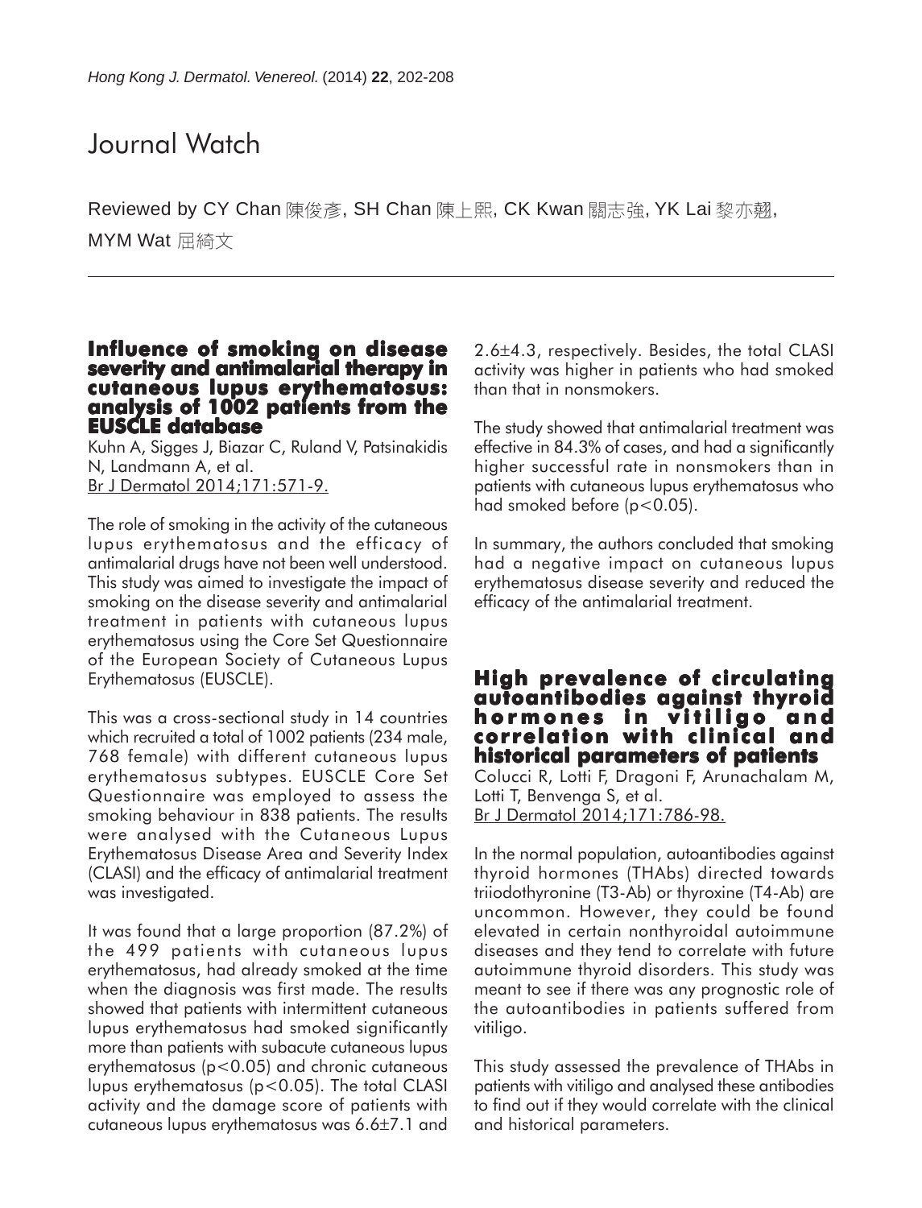# Journal Watch

Reviewed by CY Chan 陳俊彥, SH Chan 陳上熙, CK Kwan 關志強, YK Lai 黎亦翹, MYM Wat 屈綺文

## Influence of smoking on disease severity and antimalarial therapy in cutaneous lupus erythematosus: analysis of 1002 patients from the EUSCLE database

Kuhn A, Sigges J, Biazar C, Ruland V, Patsinakidis N, Landmann A, et al.
Br J Dermatol 2014;171:571-9.

The role of smoking in the activity of the cutaneous lupus erythematosus and the efficacy of antimalarial drugs have not been well understood. This study was aimed to investigate the impact of smoking on the disease severity and antimalarial treatment in patients with cutaneous lupus erythematosus using the Core Set Questionnaire of the European Society of Cutaneous Lupus Erythematosus (EUSCLE).

This was a cross-sectional study in 14 countries which recruited a total of 1002 patients (234 male, 768 female) with different cutaneous lupus erythematosus subtypes. EUSCLE Core Set Questionnaire was employed to assess the smoking behaviour in 838 patients. The results were analysed with the Cutaneous Lupus Erythematosus Disease Area and Severity Index (CLASI) and the efficacy of antimalarial treatment was investigated.

It was found that a large proportion (87.2%) of the 499 patients with cutaneous lupus erythematosus, had already smoked at the time when the diagnosis was first made. The results showed that patients with intermittent cutaneous lupus erythematosus had smoked significantly more than patients with subacute cutaneous lupus erythematosus ($p<0.05$) and chronic cutaneous lupus erythematosus ($p<0.05$). The total CLASI activity and the damage score of patients with cutaneous lupus erythematosus was 6.6±7.1 and 2.6±4.3, respectively. Besides, the total CLASI activity was higher in patients who had smoked than that in nonsmokers.

The study showed that antimalarial treatment was effective in 84.3% of cases, and had a significantly higher successful rate in nonsmokers than in patients with cutaneous lupus erythematosus who had smoked before ($p<0.05$).

In summary, the authors concluded that smoking had a negative impact on cutaneous lupus erythematosus disease severity and reduced the efficacy of the antimalarial treatment.

## High prevalence of circulating autoantibodies against thyroid hormones in vitiligo and correlation with clinical and historical parameters of patients

Colucci R, Lotti F, Dragoni F, Arunachalam M, Lotti T, Benvenga S, et al.
Br J Dermatol 2014;171:786-98.

In the normal population, autoantibodies against thyroid hormones (THAbs) directed towards triiodothyronine (T3-Ab) or thyroxine (T4-Ab) are uncommon. However, they could be found elevated in certain nonthyroidal autoimmune diseases and they tend to correlate with future autoimmune thyroid disorders. This study was meant to see if there was any prognostic role of the autoantibodies in patients suffered from vitiligo.

This study assessed the prevalence of THAbs in patients with vitiligo and analysed these antibodies to find out if they would correlate with the clinical and historical parameters.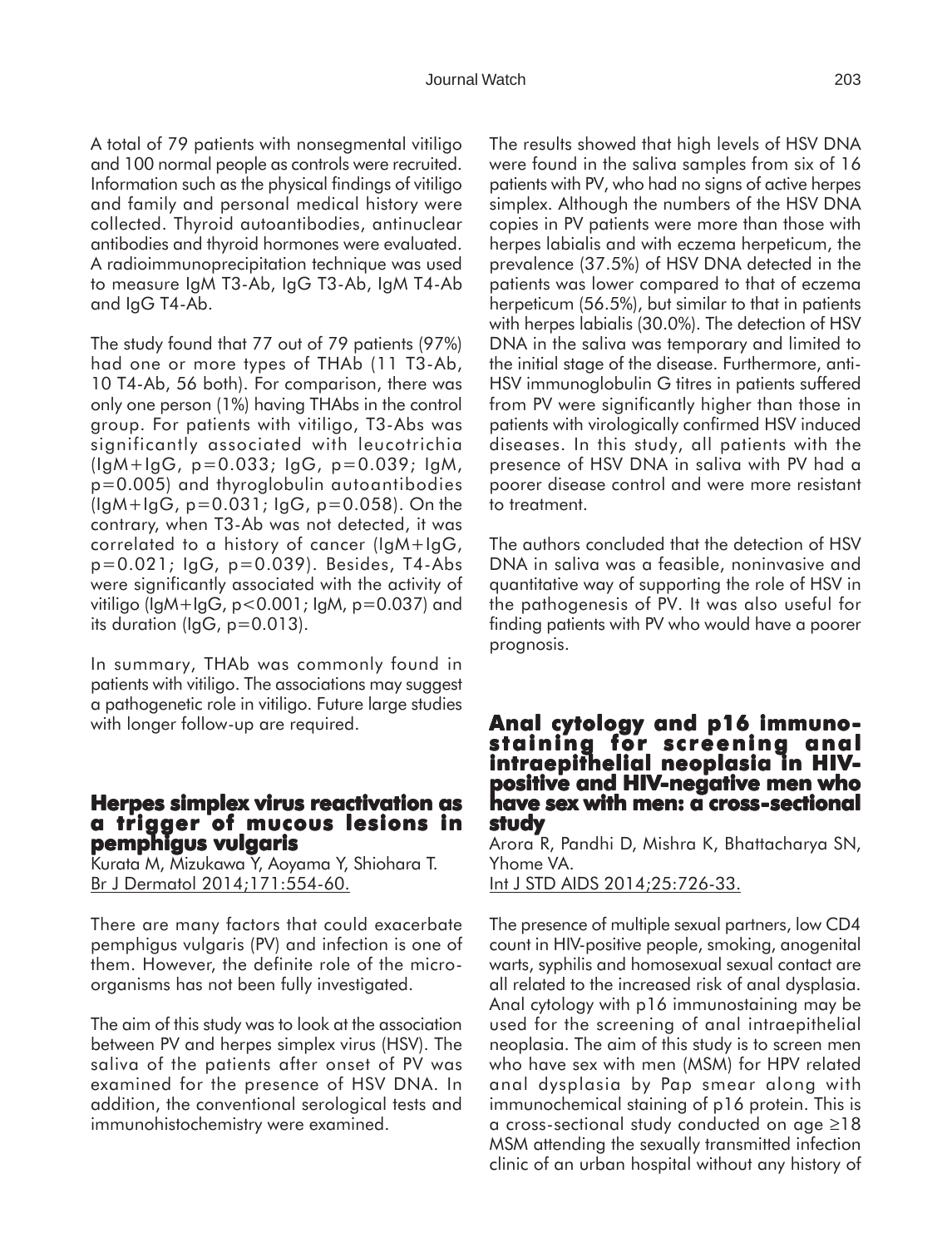A total of 79 patients with nonsegmental vitiligo and 100 normal people as controls were recruited. Information such as the physical findings of vitiligo and family and personal medical history were collected. Thyroid autoantibodies, antinuclear antibodies and thyroid hormones were evaluated. A radioimmunoprecipitation technique was used to measure IgM T3-Ab, IgG T3-Ab, IgM T4-Ab and IgG T4-Ab.

The study found that 77 out of 79 patients (97%) had one or more types of THAb (11 T3-Ab, 10 T4-Ab, 56 both). For comparison, there was only one person (1%) having THAbs in the control group. For patients with vitiligo, T3-Abs was significantly associated with leucotrichia (IgM+IgG, $p=0.033$; IgG, $p=0.039$; IgM, $p=0.005$) and thyroglobulin autoantibodies (IgM+IgG, $p=0.031$; IgG, $p=0.058$). On the contrary, when T3-Ab was not detected, it was correlated to a history of cancer (IgM+IgG, $p=0.021$; IgG, $p=0.039$). Besides, T4-Abs were significantly associated with the activity of vitiligo (IgM+IgG, $p<0.001$; IgM, $p=0.037$) and its duration (IgG, $p=0.013$).

In summary, THAb was commonly found in patients with vitiligo. The associations may suggest a pathogenetic role in vitiligo. Future large studies with longer follow-up are required.

## Herpes simplex virus reactivation as a trigger of mucous lesions in pemphigus vulgaris

Kurata M, Mizukawa Y, Aoyama Y, Shiohara T.
Br J Dermatol 2014;171:554-60.

There are many factors that could exacerbate pemphigus vulgaris (PV) and infection is one of them. However, the definite role of the microorganisms has not been fully investigated.

The aim of this study was to look at the association between PV and herpes simplex virus (HSV). The saliva of the patients after onset of PV was examined for the presence of HSV DNA. In addition, the conventional serological tests and immunohistochemistry were examined.

The results showed that high levels of HSV DNA were found in the saliva samples from six of 16 patients with PV, who had no signs of active herpes simplex. Although the numbers of the HSV DNA copies in PV patients were more than those with herpes labialis and with eczema herpeticum, the prevalence (37.5%) of HSV DNA detected in the patients was lower compared to that of eczema herpeticum (56.5%), but similar to that in patients with herpes labialis (30.0%). The detection of HSV DNA in the saliva was temporary and limited to the initial stage of the disease. Furthermore, anti-HSV immunoglobulin G titres in patients suffered from PV were significantly higher than those in patients with virologically confirmed HSV induced diseases. In this study, all patients with the presence of HSV DNA in saliva with PV had a poorer disease control and were more resistant to treatment.

The authors concluded that the detection of HSV DNA in saliva was a feasible, noninvasive and quantitative way of supporting the role of HSV in the pathogenesis of PV. It was also useful for finding patients with PV who would have a poorer prognosis.

## Anal cytology and p16 immunostaining for screening anal intraepithelial neoplasia in HIV-positive and HIV-negative men who have sex with men: a cross-sectional study

Arora R, Pandhi D, Mishra K, Bhattacharya SN, Yhome VA.
Int J STD AIDS 2014;25:726-33.

The presence of multiple sexual partners, low CD4 count in HIV-positive people, smoking, anogenital warts, syphilis and homosexual sexual contact are all related to the increased risk of anal dysplasia. Anal cytology with p16 immunostaining may be used for the screening of anal intraepithelial neoplasia. The aim of this study is to screen men who have sex with men (MSM) for HPV related anal dysplasia by Pap smear along with immunochemical staining of p16 protein. This is a cross-sectional study conducted on age ≥18 MSM attending the sexually transmitted infection clinic of an urban hospital without any history of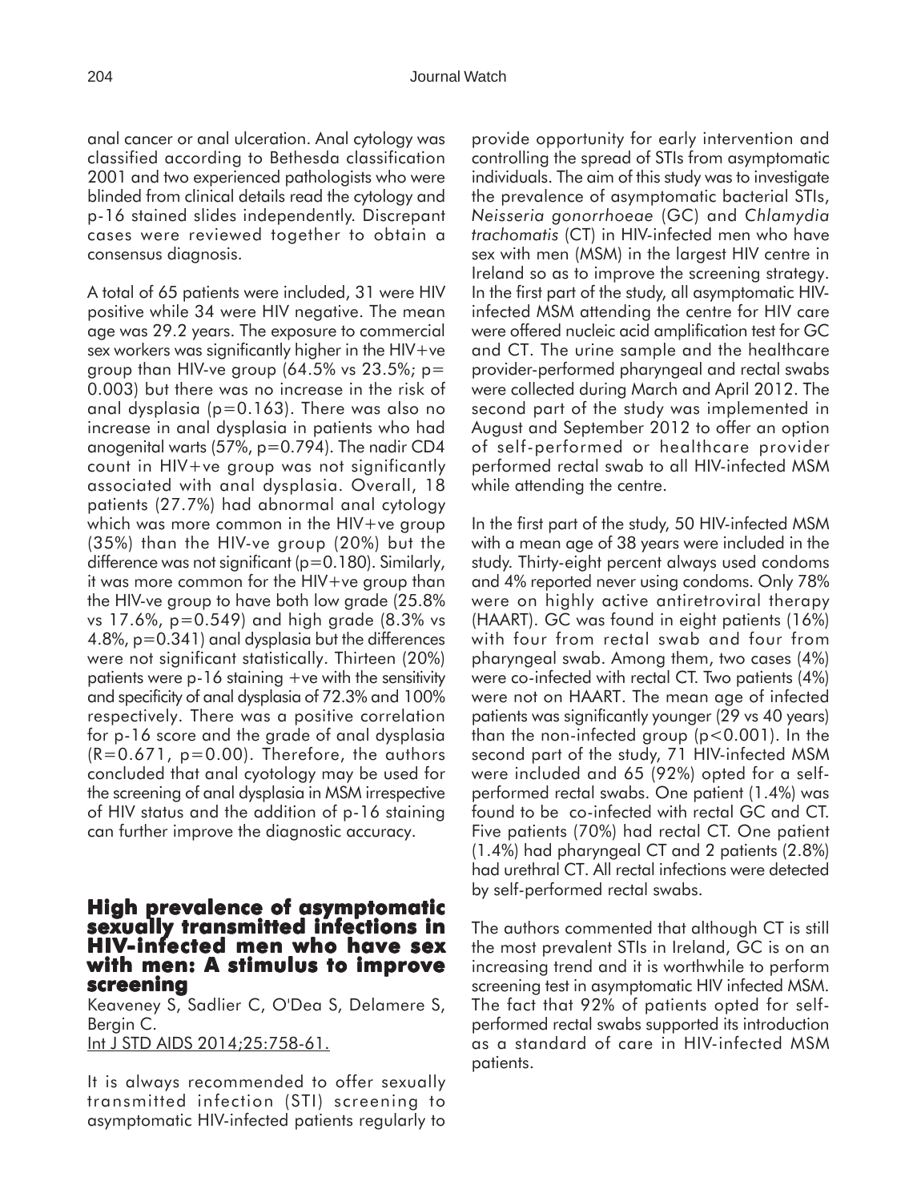anal cancer or anal ulceration. Anal cytology was classified according to Bethesda classification 2001 and two experienced pathologists who were blinded from clinical details read the cytology and p-16 stained slides independently. Discrepant cases were reviewed together to obtain a consensus diagnosis.

A total of 65 patients were included, 31 were HIV positive while 34 were HIV negative. The mean age was 29.2 years. The exposure to commercial sex workers was significantly higher in the HIV+ve group than HIV-ve group (64.5% vs 23.5%; $p = 0.003$) but there was no increase in the risk of anal dysplasia ($p=0.163$). There was also no increase in anal dysplasia in patients who had anogenital warts (57%, $p=0.794$). The nadir CD4 count in HIV+ve group was not significantly associated with anal dysplasia. Overall, 18 patients (27.7%) had abnormal anal cytology which was more common in the HIV+ve group (35%) than the HIV-ve group (20%) but the difference was not significant ($p=0.180$). Similarly, it was more common for the HIV+ve group than the HIV-ve group to have both low grade (25.8% vs 17.6%, $p=0.549$) and high grade (8.3% vs 4.8%, $p=0.341$) anal dysplasia but the differences were not significant statistically. Thirteen (20%) patients were p-16 staining +ve with the sensitivity and specificity of anal dysplasia of 72.3% and 100% respectively. There was a positive correlation for p-16 score and the grade of anal dysplasia ($R=0.671$, $p=0.00$). Therefore, the authors concluded that anal cyotology may be used for the screening of anal dysplasia in MSM irrespective of HIV status and the addition of p-16 staining can further improve the diagnostic accuracy.

## High prevalence of asymptomatic sexually transmitted infections in HIV-infected men who have sex with men: A stimulus to improve screening

Keaveney S, Sadlier C, O'Dea S, Delamere S, Bergin C.
Int J STD AIDS 2014;25:758-61.

It is always recommended to offer sexually transmitted infection (STI) screening to asymptomatic HIV-infected patients regularly to provide opportunity for early intervention and controlling the spread of STIs from asymptomatic individuals. The aim of this study was to investigate the prevalence of asymptomatic bacterial STIs, *Neisseria gonorrhoeae* (GC) and *Chlamydia trachomatis* (CT) in HIV-infected men who have sex with men (MSM) in the largest HIV centre in Ireland so as to improve the screening strategy. In the first part of the study, all asymptomatic HIV-infected MSM attending the centre for HIV care were offered nucleic acid amplification test for GC and CT. The urine sample and the healthcare provider-performed pharyngeal and rectal swabs were collected during March and April 2012. The second part of the study was implemented in August and September 2012 to offer an option of self-performed or healthcare provider performed rectal swab to all HIV-infected MSM while attending the centre.

In the first part of the study, 50 HIV-infected MSM with a mean age of 38 years were included in the study. Thirty-eight percent always used condoms and 4% reported never using condoms. Only 78% were on highly active antiretroviral therapy (HAART). GC was found in eight patients (16%) with four from rectal swab and four from pharyngeal swab. Among them, two cases (4%) were co-infected with rectal CT. Two patients (4%) were not on HAART. The mean age of infected patients was significantly younger (29 vs 40 years) than the non-infected group ($p<0.001$). In the second part of the study, 71 HIV-infected MSM were included and 65 (92%) opted for a self-performed rectal swabs. One patient (1.4%) was found to be co-infected with rectal GC and CT. Five patients (70%) had rectal CT. One patient (1.4%) had pharyngeal CT and 2 patients (2.8%) had urethral CT. All rectal infections were detected by self-performed rectal swabs.

The authors commented that although CT is still the most prevalent STIs in Ireland, GC is on an increasing trend and it is worthwhile to perform screening test in asymptomatic HIV infected MSM. The fact that 92% of patients opted for self-performed rectal swabs supported its introduction as a standard of care in HIV-infected MSM patients.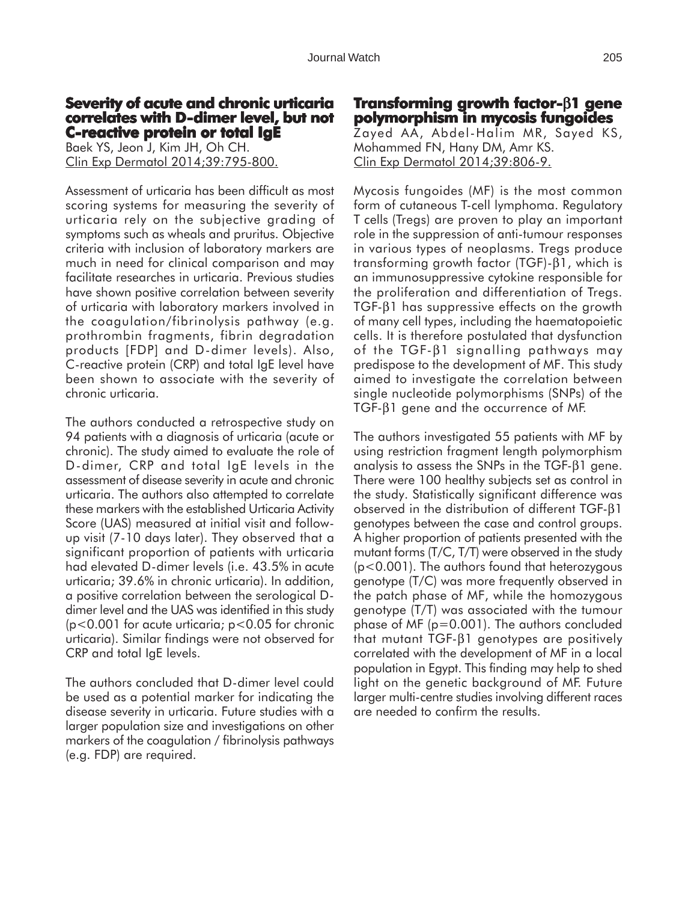## Severity of acute and chronic urticaria correlates with D-dimer level, but not C-reactive protein or total IgE

Baek YS, Jeon J, Kim JH, Oh CH.
Clin Exp Dermatol 2014;39:795-800.

Assessment of urticaria has been difficult as most scoring systems for measuring the severity of urticaria rely on the subjective grading of symptoms such as wheals and pruritus. Objective criteria with inclusion of laboratory markers are much in need for clinical comparison and may facilitate researches in urticaria. Previous studies have shown positive correlation between severity of urticaria with laboratory markers involved in the coagulation/fibrinolysis pathway (e.g. prothrombin fragments, fibrin degradation products [FDP] and D-dimer levels). Also, C-reactive protein (CRP) and total IgE level have been shown to associate with the severity of chronic urticaria.

The authors conducted a retrospective study on 94 patients with a diagnosis of urticaria (acute or chronic). The study aimed to evaluate the role of D-dimer, CRP and total IgE levels in the assessment of disease severity in acute and chronic urticaria. The authors also attempted to correlate these markers with the established Urticaria Activity Score (UAS) measured at initial visit and follow-up visit (7-10 days later). They observed that a significant proportion of patients with urticaria had elevated D-dimer levels (i.e. 43.5% in acute urticaria; 39.6% in chronic urticaria). In addition, a positive correlation between the serological D-dimer level and the UAS was identified in this study ($p<0.001$ for acute urticaria; $p<0.05$ for chronic urticaria). Similar findings were not observed for CRP and total IgE levels.

The authors concluded that D-dimer level could be used as a potential marker for indicating the disease severity in urticaria. Future studies with a larger population size and investigations on other markers of the coagulation / fibrinolysis pathways (e.g. FDP) are required.

## Transforming growth factor-β1 gene polymorphism in mycosis fungoides

Zayed AA, Abdel-Halim MR, Sayed KS, Mohammed FN, Hany DM, Amr KS.
Clin Exp Dermatol 2014;39:806-9.

Mycosis fungoides (MF) is the most common form of cutaneous T-cell lymphoma. Regulatory T cells (Tregs) are proven to play an important role in the suppression of anti-tumour responses in various types of neoplasms. Tregs produce transforming growth factor (TGF)-β1, which is an immunosuppressive cytokine responsible for the proliferation and differentiation of Tregs. TGF-β1 has suppressive effects on the growth of many cell types, including the haematopoietic cells. It is therefore postulated that dysfunction of the TGF-β1 signalling pathways may predispose to the development of MF. This study aimed to investigate the correlation between single nucleotide polymorphisms (SNPs) of the TGF-β1 gene and the occurrence of MF.

The authors investigated 55 patients with MF by using restriction fragment length polymorphism analysis to assess the SNPs in the TGF-β1 gene. There were 100 healthy subjects set as control in the study. Statistically significant difference was observed in the distribution of different TGF-β1 genotypes between the case and control groups. A higher proportion of patients presented with the mutant forms (T/C, T/T) were observed in the study ($p<0.001$). The authors found that heterozygous genotype (T/C) was more frequently observed in the patch phase of MF, while the homozygous genotype (T/T) was associated with the tumour phase of MF ($p=0.001$). The authors concluded that mutant TGF-β1 genotypes are positively correlated with the development of MF in a local population in Egypt. This finding may help to shed light on the genetic background of MF. Future larger multi-centre studies involving different races are needed to confirm the results.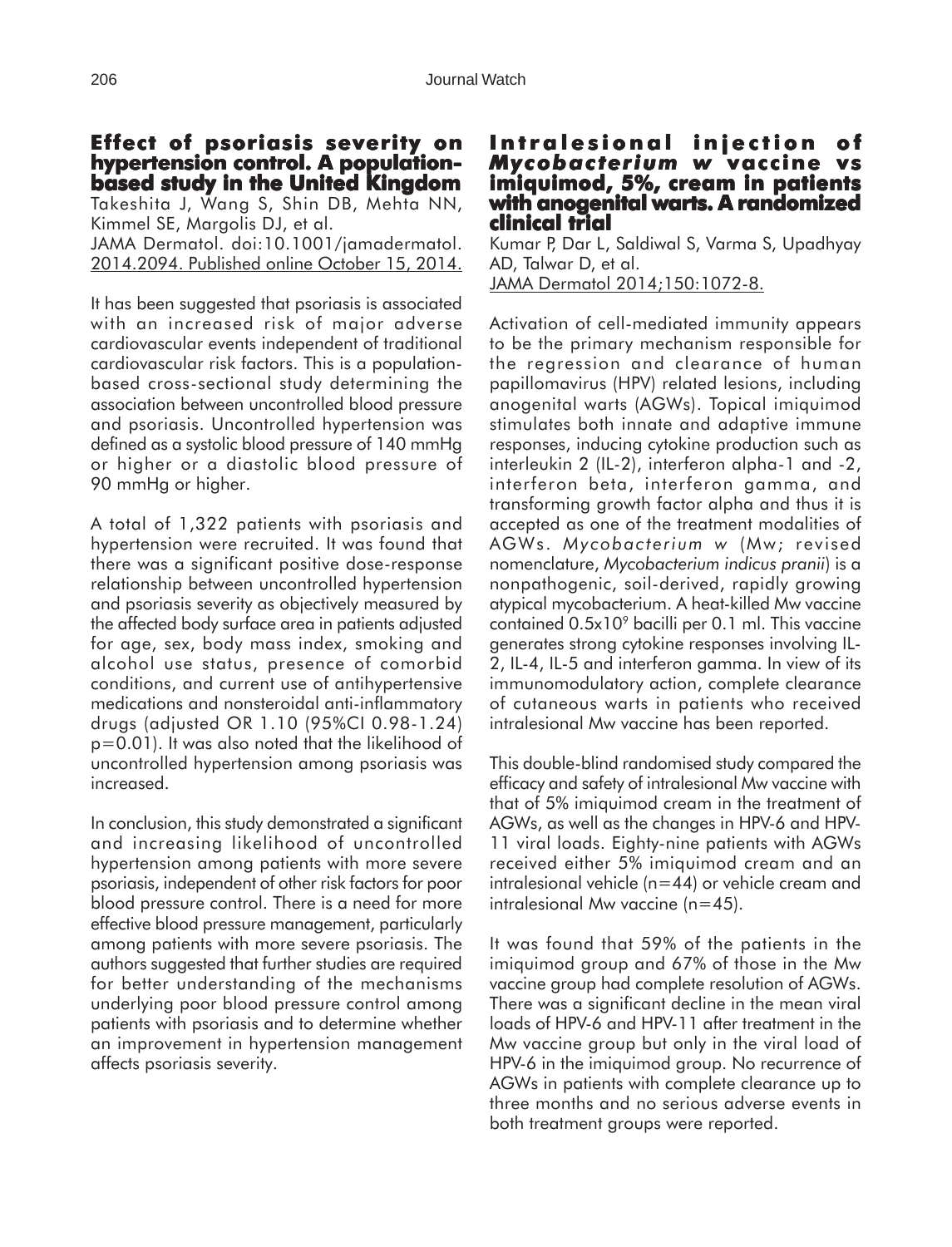## Effect of psoriasis severity on hypertension control. A population-based study in the United Kingdom

Takeshita J, Wang S, Shin DB, Mehta NN, Kimmel SE, Margolis DJ, et al.
JAMA Dermatol. doi:10.1001/jamadermatol.2014.2094. Published online October 15, 2014.

It has been suggested that psoriasis is associated with an increased risk of major adverse cardiovascular events independent of traditional cardiovascular risk factors. This is a population-based cross-sectional study determining the association between uncontrolled blood pressure and psoriasis. Uncontrolled hypertension was defined as a systolic blood pressure of 140 mmHg or higher or a diastolic blood pressure of 90 mmHg or higher.

A total of 1,322 patients with psoriasis and hypertension were recruited. It was found that there was a significant positive dose-response relationship between uncontrolled hypertension and psoriasis severity as objectively measured by the affected body surface area in patients adjusted for age, sex, body mass index, smoking and alcohol use status, presence of comorbid conditions, and current use of antihypertensive medications and nonsteroidal anti-inflammatory drugs (adjusted OR 1.10 (95%CI 0.98-1.24) p=0.01). It was also noted that the likelihood of uncontrolled hypertension among psoriasis was increased.

In conclusion, this study demonstrated a significant and increasing likelihood of uncontrolled hypertension among patients with more severe psoriasis, independent of other risk factors for poor blood pressure control. There is a need for more effective blood pressure management, particularly among patients with more severe psoriasis. The authors suggested that further studies are required for better understanding of the mechanisms underlying poor blood pressure control among patients with psoriasis and to determine whether an improvement in hypertension management affects psoriasis severity.

## Intralesional injection of *Mycobacterium w* vaccine vs imiquimod, 5%, cream in patients with anogenital warts. A randomized clinical trial

Kumar P, Dar L, Saldiwal S, Varma S, Upadhyay AD, Talwar D, et al.
JAMA Dermatol 2014;150:1072-8.

Activation of cell-mediated immunity appears to be the primary mechanism responsible for the regression and clearance of human papillomavirus (HPV) related lesions, including anogenital warts (AGWs). Topical imiquimod stimulates both innate and adaptive immune responses, inducing cytokine production such as interleukin 2 (IL-2), interferon alpha-1 and -2, interferon beta, interferon gamma, and transforming growth factor alpha and thus it is accepted as one of the treatment modalities of AGWs. *Mycobacterium w* (Mw; revised nomenclature, *Mycobacterium indicus pranii*) is a nonpathogenic, soil-derived, rapidly growing atypical mycobacterium. A heat-killed Mw vaccine contained $0.5 \times 10^9$ bacilli per 0.1 ml. This vaccine generates strong cytokine responses involving IL-2, IL-4, IL-5 and interferon gamma. In view of its immunomodulatory action, complete clearance of cutaneous warts in patients who received intralesional Mw vaccine has been reported.

This double-blind randomised study compared the efficacy and safety of intralesional Mw vaccine with that of 5% imiquimod cream in the treatment of AGWs, as well as the changes in HPV-6 and HPV-11 viral loads. Eighty-nine patients with AGWs received either 5% imiquimod cream and an intralesional vehicle (n=44) or vehicle cream and intralesional Mw vaccine (n=45).

It was found that 59% of the patients in the imiquimod group and 67% of those in the Mw vaccine group had complete resolution of AGWs. There was a significant decline in the mean viral loads of HPV-6 and HPV-11 after treatment in the Mw vaccine group but only in the viral load of HPV-6 in the imiquimod group. No recurrence of AGWs in patients with complete clearance up to three months and no serious adverse events in both treatment groups were reported.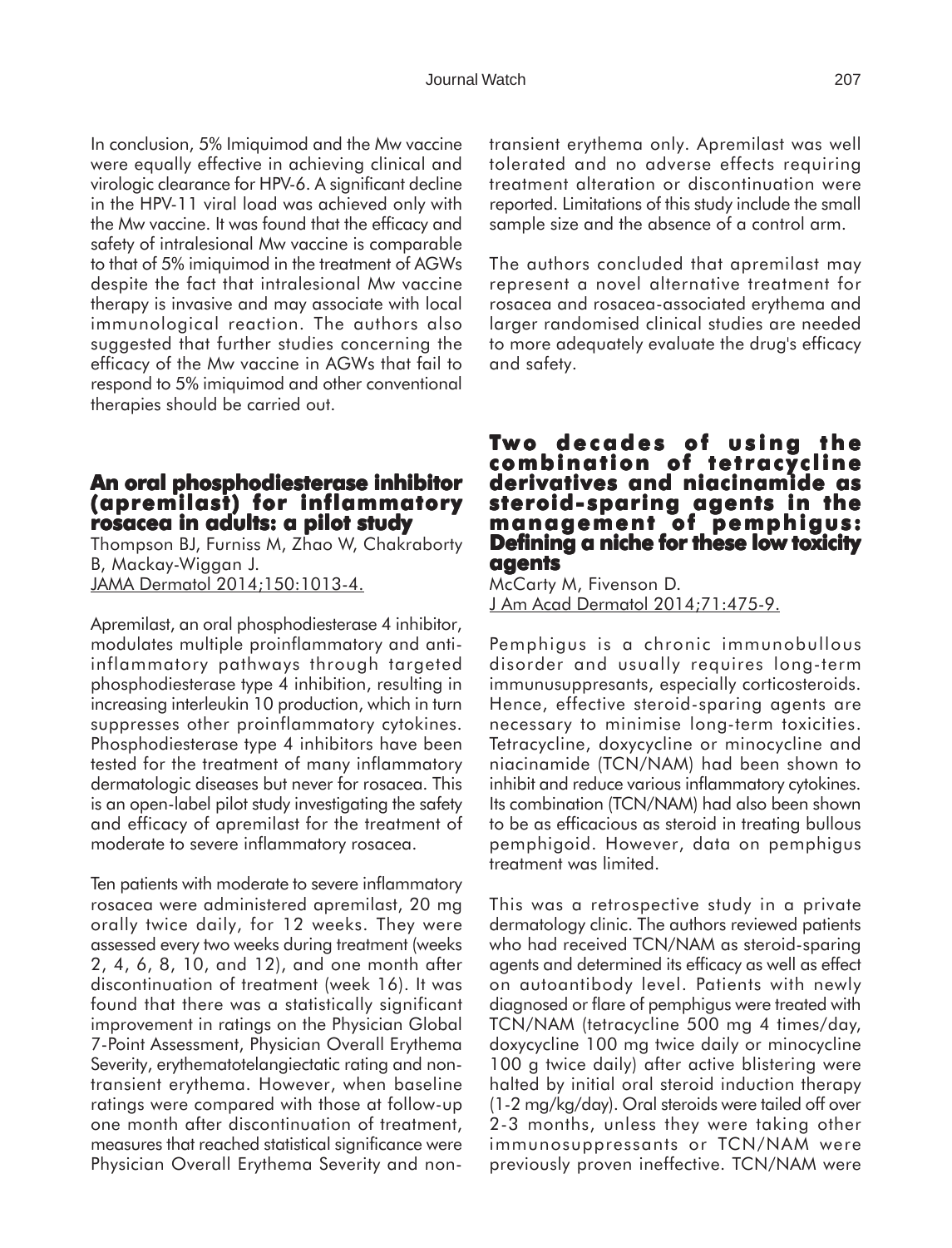In conclusion, 5% Imiquimod and the Mw vaccine were equally effective in achieving clinical and virologic clearance for HPV-6. A significant decline in the HPV-11 viral load was achieved only with the Mw vaccine. It was found that the efficacy and safety of intralesional Mw vaccine is comparable to that of 5% imiquimod in the treatment of AGWs despite the fact that intralesional Mw vaccine therapy is invasive and may associate with local immunological reaction. The authors also suggested that further studies concerning the efficacy of the Mw vaccine in AGWs that fail to respond to 5% imiquimod and other conventional therapies should be carried out.

## An oral phosphodiesterase inhibitor (apremilast) for inflammatory rosacea in adults: a pilot study

Thompson BJ, Furniss M, Zhao W, Chakraborty B, Mackay-Wiggan J.
JAMA Dermatol 2014;150:1013-4.

Apremilast, an oral phosphodiesterase 4 inhibitor, modulates multiple proinflammatory and anti-inflammatory pathways through targeted phosphodiesterase type 4 inhibition, resulting in increasing interleukin 10 production, which in turn suppresses other proinflammatory cytokines. Phosphodiesterase type 4 inhibitors have been tested for the treatment of many inflammatory dermatologic diseases but never for rosacea. This is an open-label pilot study investigating the safety and efficacy of apremilast for the treatment of moderate to severe inflammatory rosacea.

Ten patients with moderate to severe inflammatory rosacea were administered apremilast, 20 mg orally twice daily, for 12 weeks. They were assessed every two weeks during treatment (weeks 2, 4, 6, 8, 10, and 12), and one month after discontinuation of treatment (week 16). It was found that there was a statistically significant improvement in ratings on the Physician Global 7-Point Assessment, Physician Overall Erythema Severity, erythematotelangiectatic rating and non-transient erythema. However, when baseline ratings were compared with those at follow-up one month after discontinuation of treatment, measures that reached statistical significance were Physician Overall Erythema Severity and non-transient erythema only. Apremilast was well tolerated and no adverse effects requiring treatment alteration or discontinuation were reported. Limitations of this study include the small sample size and the absence of a control arm.

The authors concluded that apremilast may represent a novel alternative treatment for rosacea and rosacea-associated erythema and larger randomised clinical studies are needed to more adequately evaluate the drug's efficacy and safety.

## Two decades of using the combination of tetracycline derivatives and niacinamide as steroid-sparing agents in the management of pemphigus: Defining a niche for these low toxicity agents

McCarty M, Fivenson D.
J Am Acad Dermatol 2014;71:475-9.

Pemphigus is a chronic immunobullous disorder and usually requires long-term immunusuppresants, especially corticosteroids. Hence, effective steroid-sparing agents are necessary to minimise long-term toxicities. Tetracycline, doxycycline or minocycline and niacinamide (TCN/NAM) had been shown to inhibit and reduce various inflammatory cytokines. Its combination (TCN/NAM) had also been shown to be as efficacious as steroid in treating bullous pemphigoid. However, data on pemphigus treatment was limited.

This was a retrospective study in a private dermatology clinic. The authors reviewed patients who had received TCN/NAM as steroid-sparing agents and determined its efficacy as well as effect on autoantibody level. Patients with newly diagnosed or flare of pemphigus were treated with TCN/NAM (tetracycline 500 mg 4 times/day, doxycycline 100 mg twice daily or minocycline 100 g twice daily) after active blistering were halted by initial oral steroid induction therapy (1-2 mg/kg/day). Oral steroids were tailed off over 2-3 months, unless they were taking other immunosuppressants or TCN/NAM were previously proven ineffective. TCN/NAM were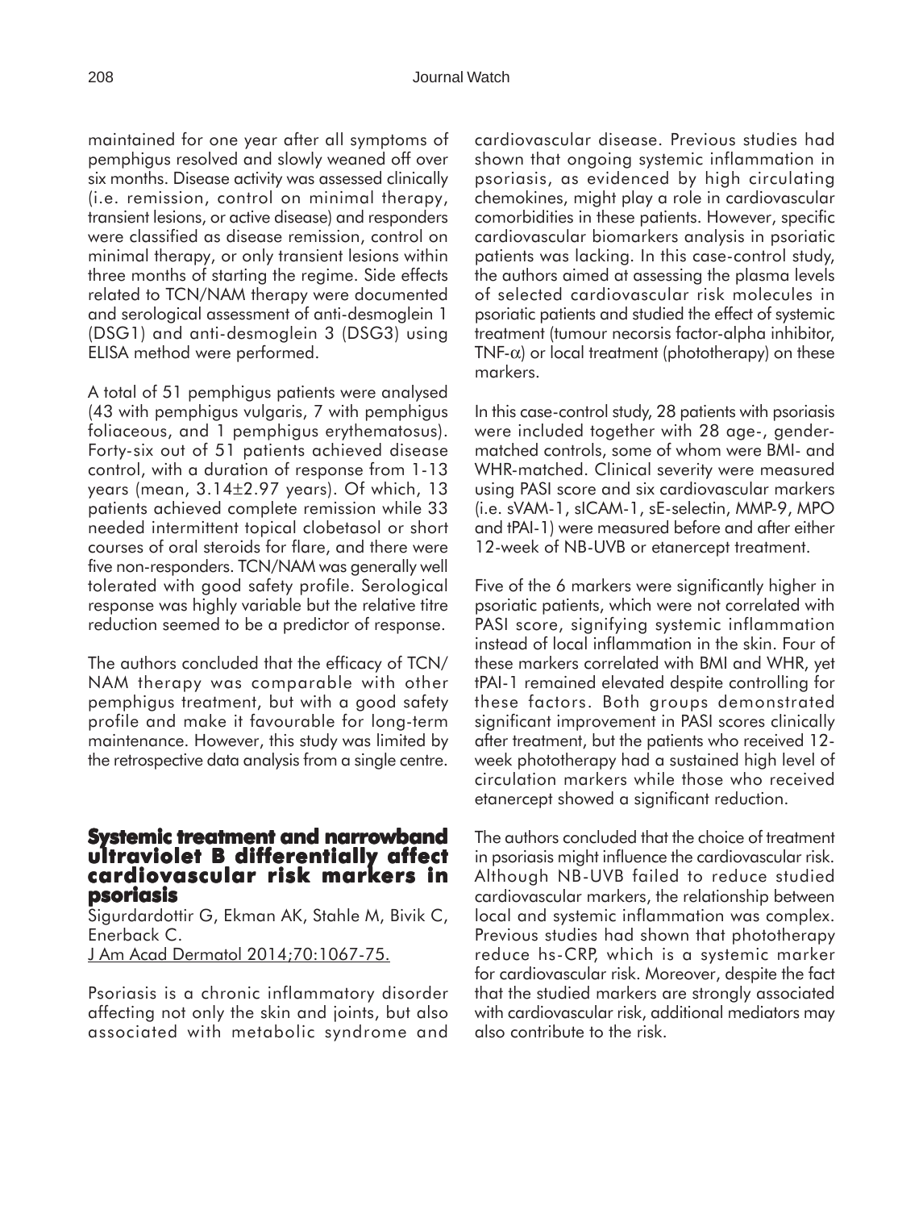maintained for one year after all symptoms of pemphigus resolved and slowly weaned off over six months. Disease activity was assessed clinically (i.e. remission, control on minimal therapy, transient lesions, or active disease) and responders were classified as disease remission, control on minimal therapy, or only transient lesions within three months of starting the regime. Side effects related to TCN/NAM therapy were documented and serological assessment of anti-desmoglein 1 (DSG1) and anti-desmoglein 3 (DSG3) using ELISA method were performed.

A total of 51 pemphigus patients were analysed (43 with pemphigus vulgaris, 7 with pemphigus foliaceous, and 1 pemphigus erythematosus). Forty-six out of 51 patients achieved disease control, with a duration of response from 1-13 years (mean, 3.14±2.97 years). Of which, 13 patients achieved complete remission while 33 needed intermittent topical clobetasol or short courses of oral steroids for flare, and there were five non-responders. TCN/NAM was generally well tolerated with good safety profile. Serological response was highly variable but the relative titre reduction seemed to be a predictor of response.

The authors concluded that the efficacy of TCN/NAM therapy was comparable with other pemphigus treatment, but with a good safety profile and make it favourable for long-term maintenance. However, this study was limited by the retrospective data analysis from a single centre.

## Systemic treatment and narrowband ultraviolet B differentially affect cardiovascular risk markers in psoriasis

Sigurdardottir G, Ekman AK, Stahle M, Bivik C, Enerback C.

J Am Acad Dermatol 2014;70:1067-75.

Psoriasis is a chronic inflammatory disorder affecting not only the skin and joints, but also associated with metabolic syndrome and cardiovascular disease. Previous studies had shown that ongoing systemic inflammation in psoriasis, as evidenced by high circulating chemokines, might play a role in cardiovascular comorbidities in these patients. However, specific cardiovascular biomarkers analysis in psoriatic patients was lacking. In this case-control study, the authors aimed at assessing the plasma levels of selected cardiovascular risk molecules in psoriatic patients and studied the effect of systemic treatment (tumour necorsis factor-alpha inhibitor, TNF-$\alpha$) or local treatment (phototherapy) on these markers.

In this case-control study, 28 patients with psoriasis were included together with 28 age-, gender-matched controls, some of whom were BMI- and WHR-matched. Clinical severity were measured using PASI score and six cardiovascular markers (i.e. sVAM-1, sICAM-1, sE-selectin, MMP-9, MPO and tPAI-1) were measured before and after either 12-week of NB-UVB or etanercept treatment.

Five of the 6 markers were significantly higher in psoriatic patients, which were not correlated with PASI score, signifying systemic inflammation instead of local inflammation in the skin. Four of these markers correlated with BMI and WHR, yet tPAI-1 remained elevated despite controlling for these factors. Both groups demonstrated significant improvement in PASI scores clinically after treatment, but the patients who received 12-week phototherapy had a sustained high level of circulation markers while those who received etanercept showed a significant reduction.

The authors concluded that the choice of treatment in psoriasis might influence the cardiovascular risk. Although NB-UVB failed to reduce studied cardiovascular markers, the relationship between local and systemic inflammation was complex. Previous studies had shown that phototherapy reduce hs-CRP, which is a systemic marker for cardiovascular risk. Moreover, despite the fact that the studied markers are strongly associated with cardiovascular risk, additional mediators may also contribute to the risk.